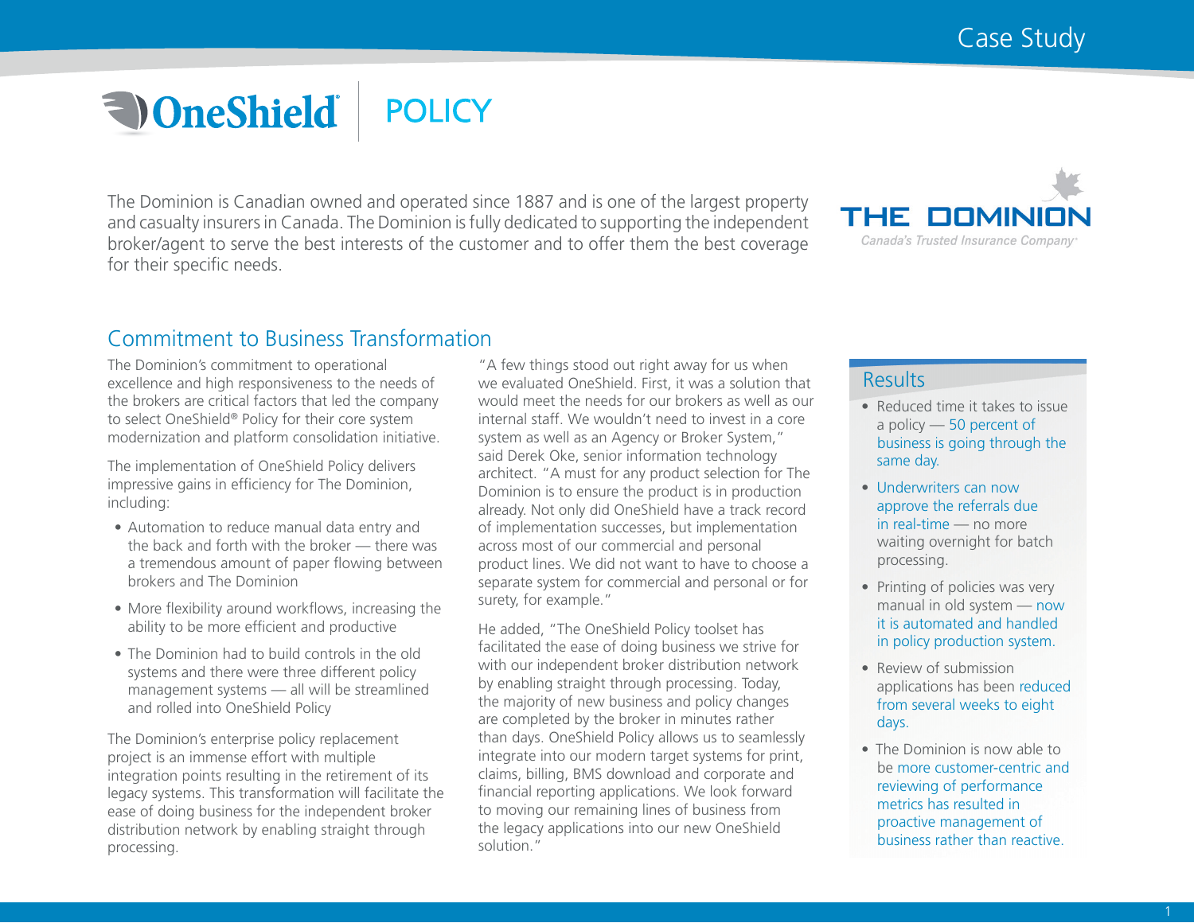Case Study

# OneShield® | POLICY

The Dominion is Canadian owned and operated since 1887 and is one of the largest property and casualty insurers in Canada. The Dominion is fully dedicated to supporting the independent broker/agent to serve the best interests of the customer and to offer them the best coverage for their specific needs.

THE DOMINION
*Canada's Trusted Insurance Company*

## Commitment to Business Transformation

The Dominion's commitment to operational excellence and high responsiveness to the needs of the brokers are critical factors that led the company to select OneShield® Policy for their core system modernization and platform consolidation initiative.

The implementation of OneShield Policy delivers impressive gains in efficiency for The Dominion, including:

- Automation to reduce manual data entry and the back and forth with the broker — there was a tremendous amount of paper flowing between brokers and The Dominion
- More flexibility around workflows, increasing the ability to be more efficient and productive
- The Dominion had to build controls in the old systems and there were three different policy management systems — all will be streamlined and rolled into OneShield Policy

The Dominion's enterprise policy replacement project is an immense effort with multiple integration points resulting in the retirement of its legacy systems. This transformation will facilitate the ease of doing business for the independent broker distribution network by enabling straight through processing.

"A few things stood out right away for us when we evaluated OneShield. First, it was a solution that would meet the needs for our brokers as well as our internal staff. We wouldn't need to invest in a core system as well as an Agency or Broker System," said Derek Oke, senior information technology architect. "A must for any product selection for The Dominion is to ensure the product is in production already. Not only did OneShield have a track record of implementation successes, but implementation across most of our commercial and personal product lines. We did not want to have to choose a separate system for commercial and personal or for surety, for example."

He added, "The OneShield Policy toolset has facilitated the ease of doing business we strive for with our independent broker distribution network by enabling straight through processing. Today, the majority of new business and policy changes are completed by the broker in minutes rather than days. OneShield Policy allows us to seamlessly integrate into our modern target systems for print, claims, billing, BMS download and corporate and financial reporting applications. We look forward to moving our remaining lines of business from the legacy applications into our new OneShield solution."

## Results

- Reduced time it takes to issue a policy — 50 percent of business is going through the same day.
- Underwriters can now approve the referrals due in real-time — no more waiting overnight for batch processing.
- Printing of policies was very manual in old system — now it is automated and handled in policy production system.
- Review of submission applications has been reduced from several weeks to eight days.
- The Dominion is now able to be more customer-centric and reviewing of performance metrics has resulted in proactive management of business rather than reactive.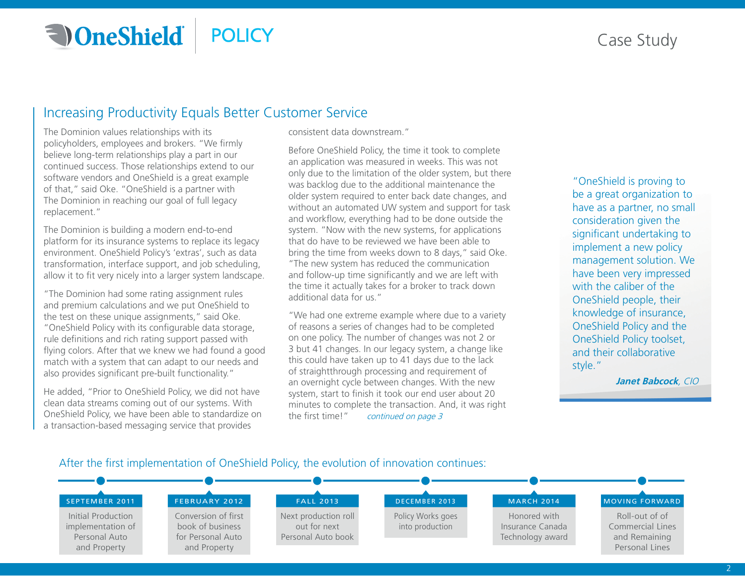## Increasing Productivity Equals Better Customer Service

The Dominion values relationships with its policyholders, employees and brokers. "We firmly believe long-term relationships play a part in our continued success. Those relationships extend to our software vendors and OneShield is a great example of that," said Oke. "OneShield is a partner with The Dominion in reaching our goal of full legacy replacement."

The Dominion is building a modern end-to-end platform for its insurance systems to replace its legacy environment. OneShield Policy's 'extras', such as data transformation, interface support, and job scheduling, allow it to fit very nicely into a larger system landscape.

"The Dominion had some rating assignment rules and premium calculations and we put OneShield to the test on these unique assignments," said Oke. "OneShield Policy with its configurable data storage, rule definitions and rich rating support passed with flying colors. After that we knew we had found a good match with a system that can adapt to our needs and also provides significant pre-built functionality."

He added, "Prior to OneShield Policy, we did not have clean data streams coming out of our systems. With OneShield Policy, we have been able to standardize on a transaction-based messaging service that provides consistent data downstream."

Before OneShield Policy, the time it took to complete an application was measured in weeks. This was not only due to the limitation of the older system, but there was backlog due to the additional maintenance the older system required to enter back date changes, and without an automated UW system and support for task and workflow, everything had to be done outside the system. "Now with the new systems, for applications that do have to be reviewed we have been able to bring the time from weeks down to 8 days," said Oke. "The new system has reduced the communication and follow-up time significantly and we are left with the time it actually takes for a broker to track down additional data for us."

"We had one extreme example where due to a variety of reasons a series of changes had to be completed on one policy. The number of changes was not 2 or 3 but 41 changes. In our legacy system, a change like this could have taken up to 41 days due to the lack of straightthrough processing and requirement of an overnight cycle between changes. With the new system, start to finish it took our end user about 20 minutes to complete the transaction. And, it was right the first time!" *continued on page 3*

> "OneShield is proving to be a great organization to have as a partner, no small consideration given the significant undertaking to implement a new policy management solution. We have been very impressed with the caliber of the OneShield people, their knowledge of insurance, OneShield Policy and the OneShield Policy toolset, and their collaborative style."
>
> ***Janet Babcock**, CIO*

### After the first implementation of OneShield Policy, the evolution of innovation continues:

| SEPTEMBER 2011 | FEBRUARY 2012 | FALL 2013 | DECEMBER 2013 | MARCH 2014 | MOVING FORWARD |
|---|---|---|---|---|---|
| Initial Production implementation of Personal Auto and Property | Conversion of first book of business for Personal Auto and Property | Next production roll out for next Personal Auto book | Policy Works goes into production | Honored with Insurance Canada Technology award | Roll-out of of Commercial Lines and Remaining Personal Lines |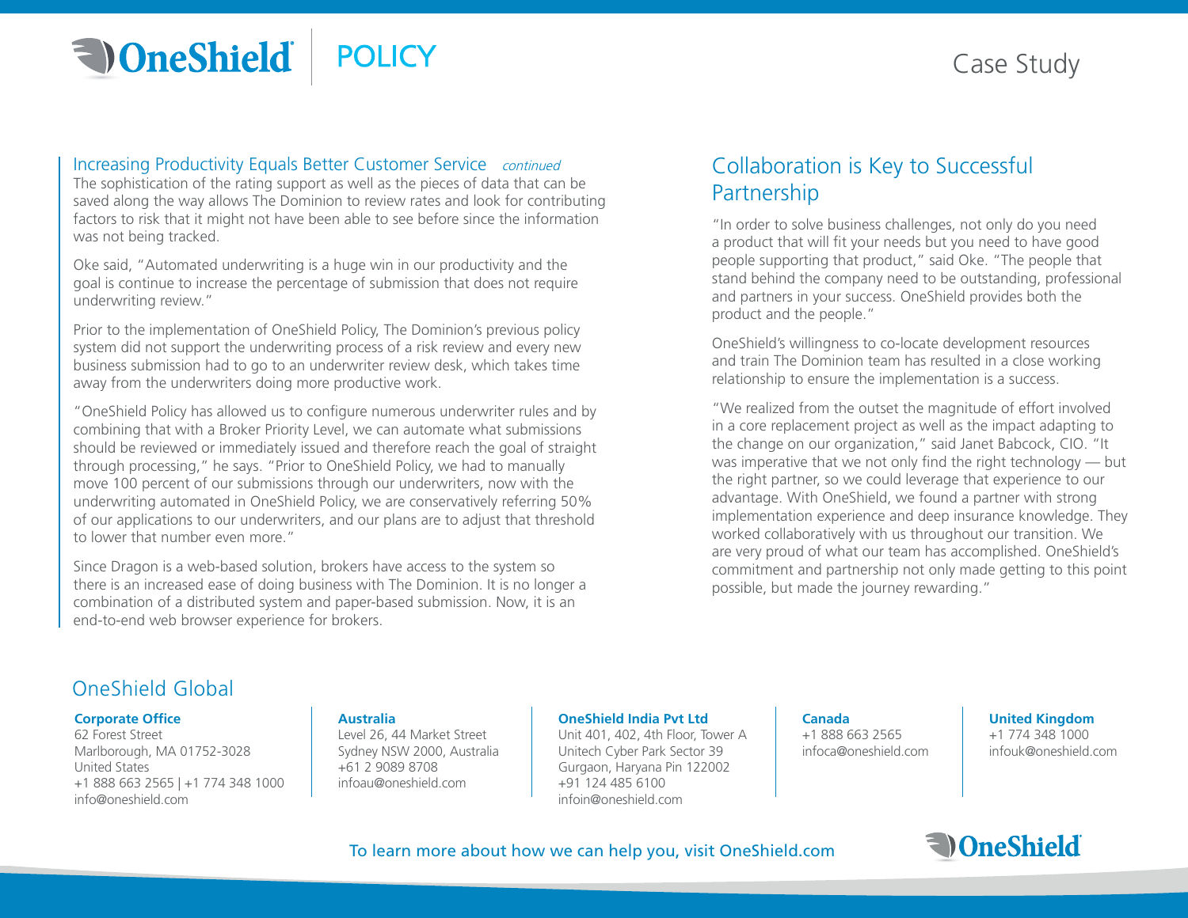## Increasing Productivity Equals Better Customer Service *continued*

The sophistication of the rating support as well as the pieces of data that can be saved along the way allows The Dominion to review rates and look for contributing factors to risk that it might not have been able to see before since the information was not being tracked.

Oke said, "Automated underwriting is a huge win in our productivity and the goal is continue to increase the percentage of submission that does not require underwriting review."

Prior to the implementation of OneShield Policy, The Dominion's previous policy system did not support the underwriting process of a risk review and every new business submission had to go to an underwriter review desk, which takes time away from the underwriters doing more productive work.

"OneShield Policy has allowed us to configure numerous underwriter rules and by combining that with a Broker Priority Level, we can automate what submissions should be reviewed or immediately issued and therefore reach the goal of straight through processing," he says. "Prior to OneShield Policy, we had to manually move 100 percent of our submissions through our underwriters, now with the underwriting automated in OneShield Policy, we are conservatively referring 50% of our applications to our underwriters, and our plans are to adjust that threshold to lower that number even more."

Since Dragon is a web-based solution, brokers have access to the system so there is an increased ease of doing business with The Dominion. It is no longer a combination of a distributed system and paper-based submission. Now, it is an end-to-end web browser experience for brokers.

## Collaboration is Key to Successful Partnership

"In order to solve business challenges, not only do you need a product that will fit your needs but you need to have good people supporting that product," said Oke. "The people that stand behind the company need to be outstanding, professional and partners in your success. OneShield provides both the product and the people."

OneShield's willingness to co-locate development resources and train The Dominion team has resulted in a close working relationship to ensure the implementation is a success.

"We realized from the outset the magnitude of effort involved in a core replacement project as well as the impact adapting to the change on our organization," said Janet Babcock, CIO. "It was imperative that we not only find the right technology — but the right partner, so we could leverage that experience to our advantage. With OneShield, we found a partner with strong implementation experience and deep insurance knowledge. They worked collaboratively with us throughout our transition. We are very proud of what our team has accomplished. OneShield's commitment and partnership not only made getting to this point possible, but made the journey rewarding."

## OneShield Global

**Corporate Office**
62 Forest Street
Marlborough, MA 01752-3028
United States
+1 888 663 2565 | +1 774 348 1000
info@oneshield.com

**Australia**
Level 26, 44 Market Street
Sydney NSW 2000, Australia
+61 2 9089 8708
infoau@oneshield.com

**OneShield India Pvt Ltd**
Unit 401, 402, 4th Floor, Tower A
Unitech Cyber Park Sector 39
Gurgaon, Haryana Pin 122002
+91 124 485 6100
infoin@oneshield.com

**Canada**
+1 888 663 2565
infoca@oneshield.com

**United Kingdom**
+1 774 348 1000
infouk@oneshield.com

To learn more about how we can help you, visit OneShield.com